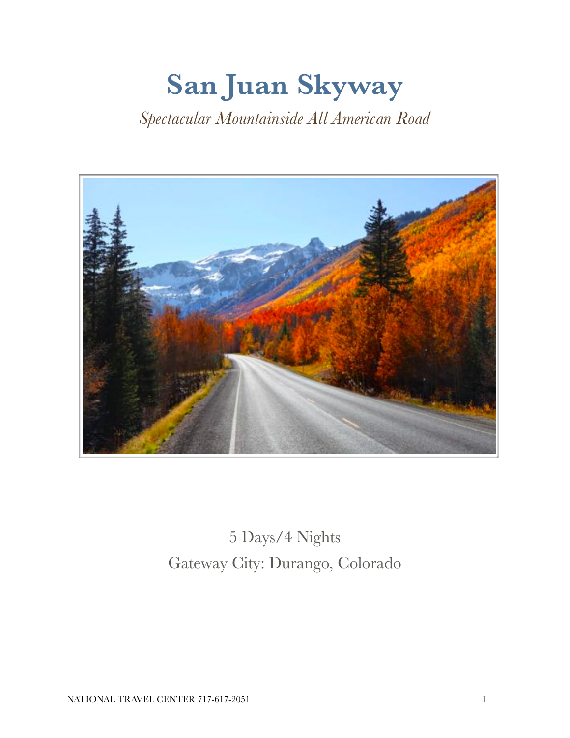# San Juan Skyway

*Spectacular Mountainside All American Road*

5 Days/4 Nights

Gateway City: Durango, Colorado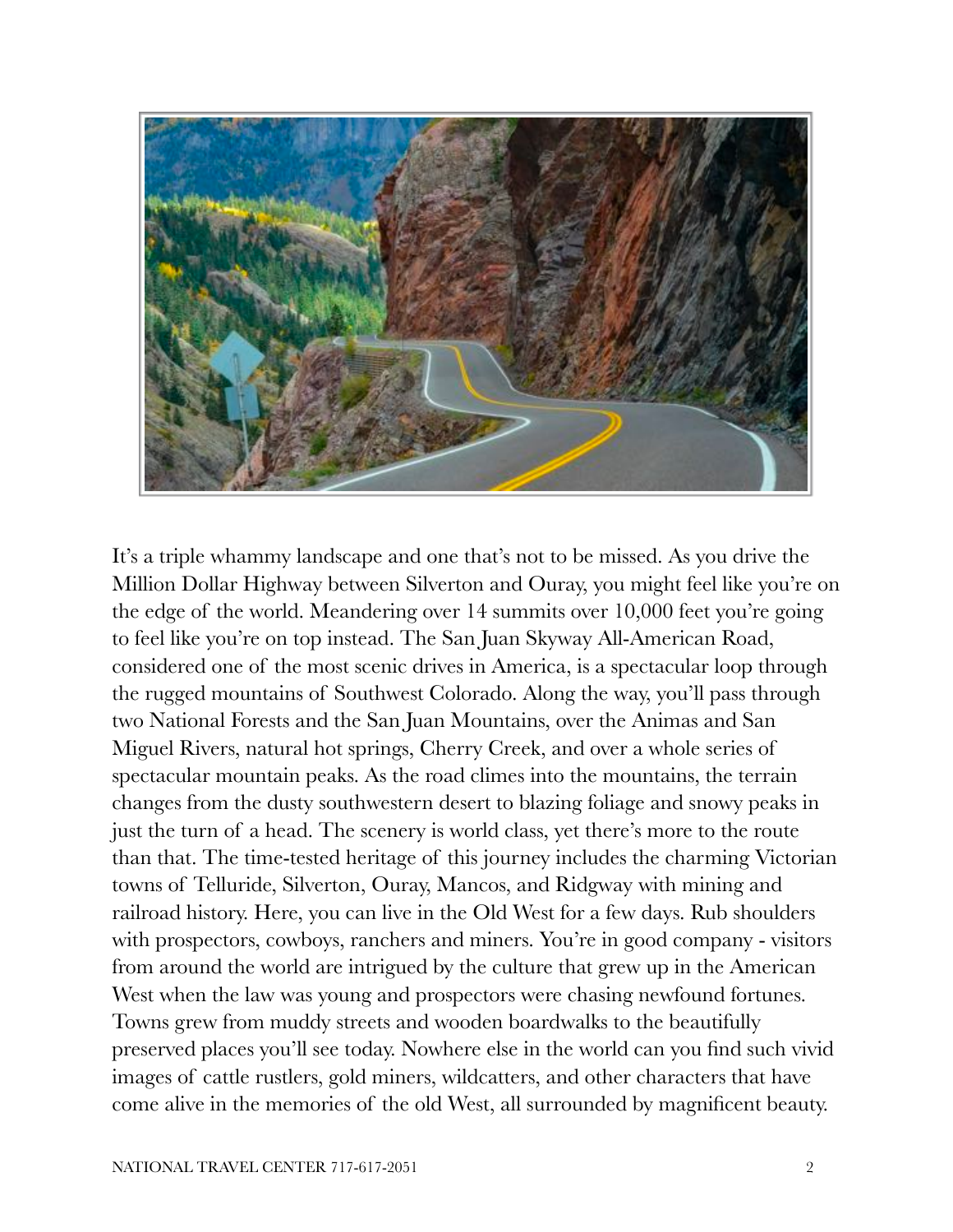It's a triple whammy landscape and one that's not to be missed. As you drive the Million Dollar Highway between Silverton and Ouray, you might feel like you're on the edge of the world. Meandering over 14 summits over 10,000 feet you're going to feel like you're on top instead. The San Juan Skyway All-American Road, considered one of the most scenic drives in America, is a spectacular loop through the rugged mountains of Southwest Colorado. Along the way, you'll pass through two National Forests and the San Juan Mountains, over the Animas and San Miguel Rivers, natural hot springs, Cherry Creek, and over a whole series of spectacular mountain peaks. As the road climes into the mountains, the terrain changes from the dusty southwestern desert to blazing foliage and snowy peaks in just the turn of a head. The scenery is world class, yet there's more to the route than that. The time-tested heritage of this journey includes the charming Victorian towns of Telluride, Silverton, Ouray, Mancos, and Ridgway with mining and railroad history. Here, you can live in the Old West for a few days. Rub shoulders with prospectors, cowboys, ranchers and miners. You're in good company - visitors from around the world are intrigued by the culture that grew up in the American West when the law was young and prospectors were chasing newfound fortunes. Towns grew from muddy streets and wooden boardwalks to the beautifully preserved places you'll see today. Nowhere else in the world can you find such vivid images of cattle rustlers, gold miners, wildcatters, and other characters that have come alive in the memories of the old West, all surrounded by magnificent beauty.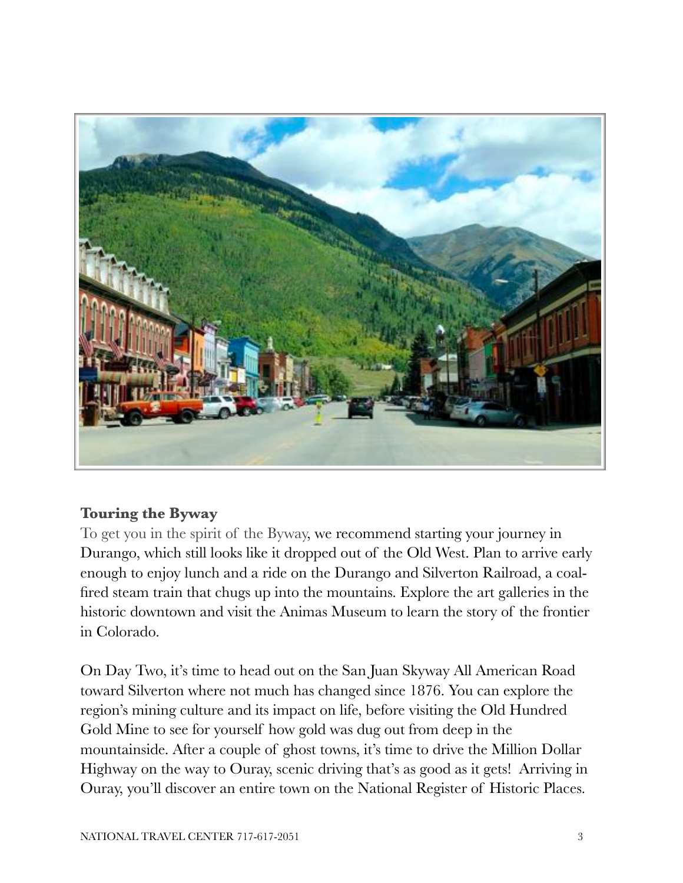**Touring the Byway**

To get you in the spirit of the Byway, we recommend starting your journey in Durango, which still looks like it dropped out of the Old West. Plan to arrive early enough to enjoy lunch and a ride on the Durango and Silverton Railroad, a coal-fired steam train that chugs up into the mountains. Explore the art galleries in the historic downtown and visit the Animas Museum to learn the story of the frontier in Colorado.

On Day Two, it's time to head out on the San Juan Skyway All American Road toward Silverton where not much has changed since 1876. You can explore the region's mining culture and its impact on life, before visiting the Old Hundred Gold Mine to see for yourself how gold was dug out from deep in the mountainside. After a couple of ghost towns, it's time to drive the Million Dollar Highway on the way to Ouray, scenic driving that's as good as it gets! Arriving in Ouray, you'll discover an entire town on the National Register of Historic Places.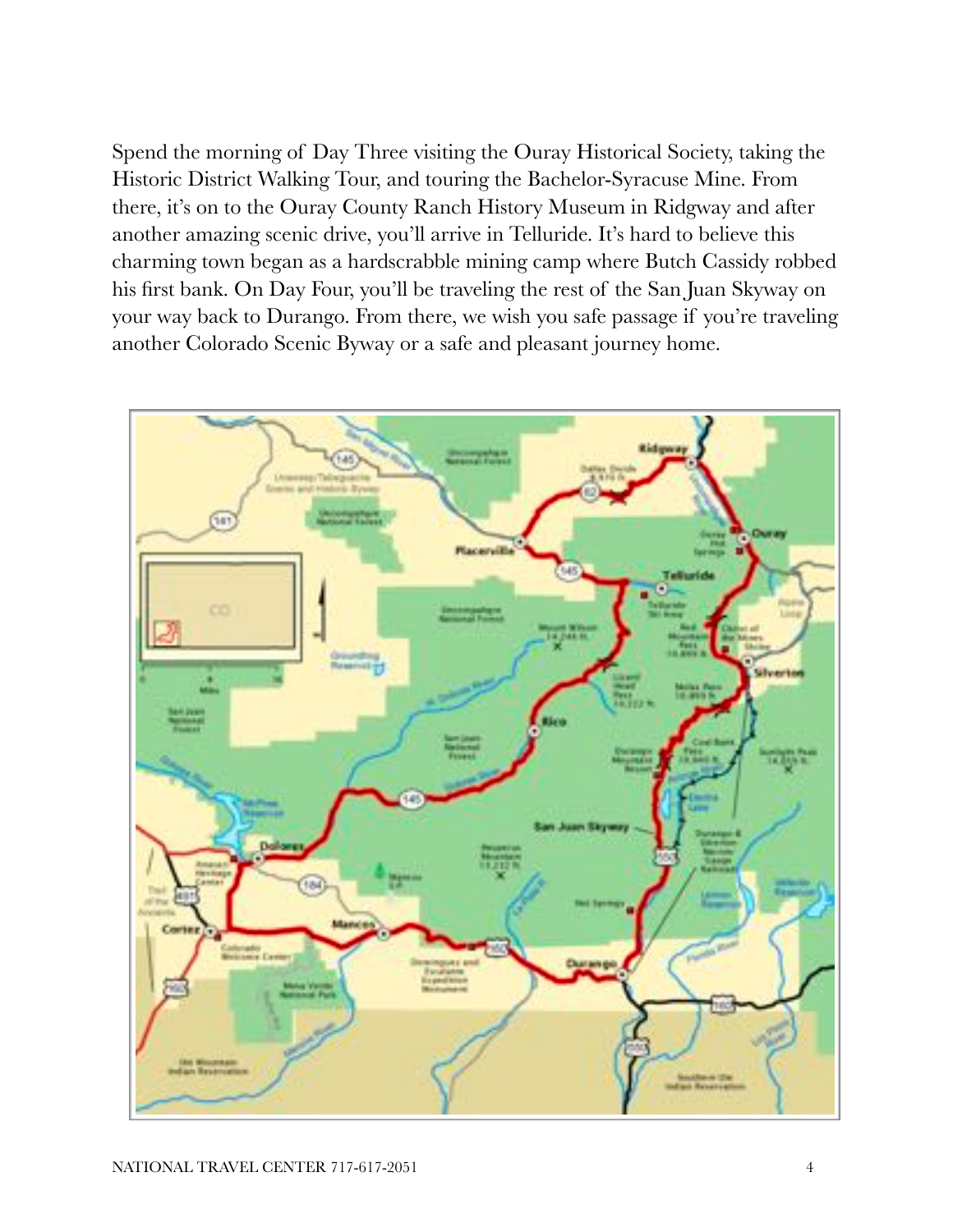Spend the morning of Day Three visiting the Ouray Historical Society, taking the Historic District Walking Tour, and touring the Bachelor-Syracuse Mine. From there, it's on to the Ouray County Ranch History Museum in Ridgway and after another amazing scenic drive, you'll arrive in Telluride. It's hard to believe this charming town began as a hardscrabble mining camp where Butch Cassidy robbed his first bank. On Day Four, you'll be traveling the rest of the San Juan Skyway on your way back to Durango. From there, we wish you safe passage if you're traveling another Colorado Scenic Byway or a safe and pleasant journey home.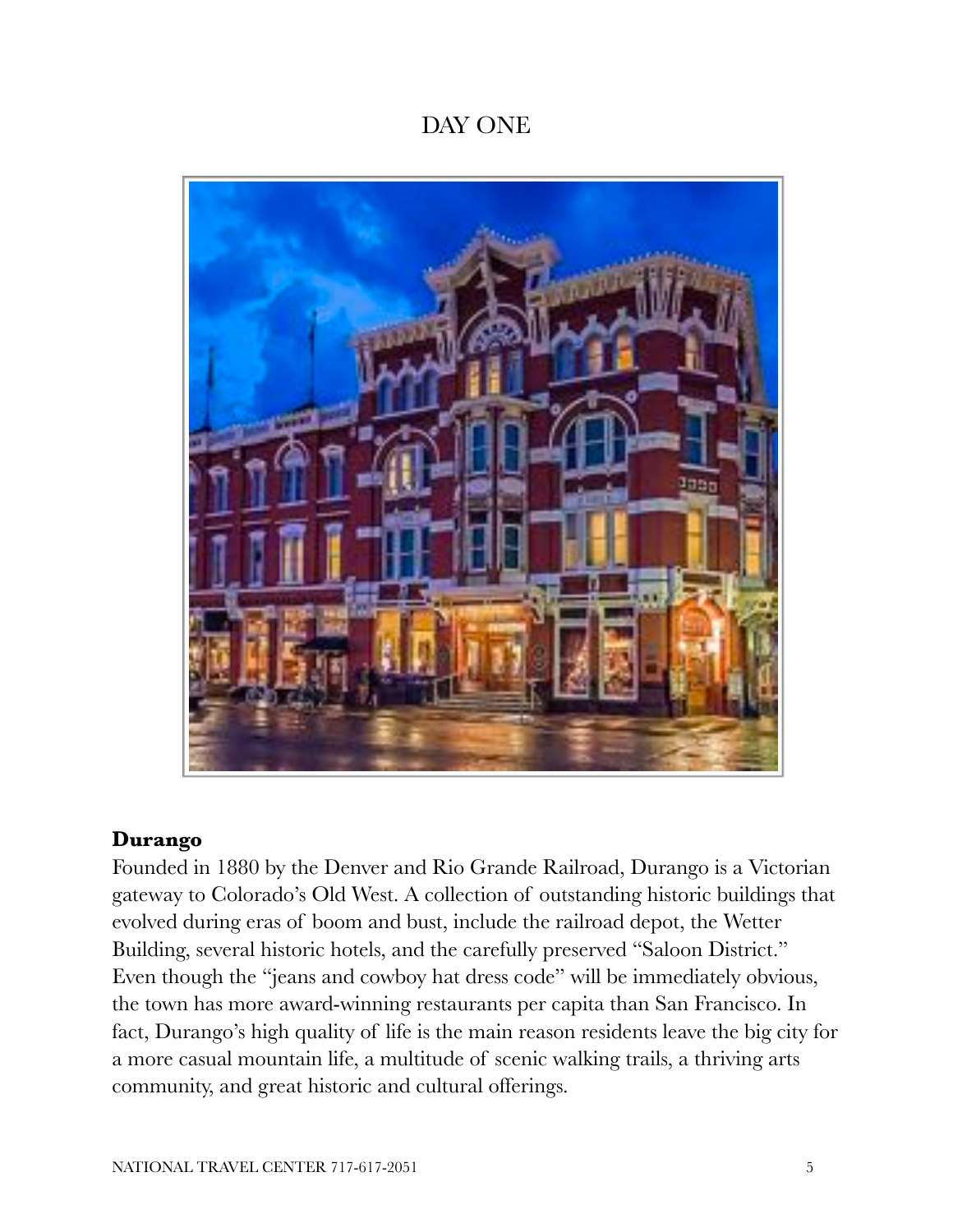# DAY ONE

**Durango**

Founded in 1880 by the Denver and Rio Grande Railroad, Durango is a Victorian gateway to Colorado's Old West. A collection of outstanding historic buildings that evolved during eras of boom and bust, include the railroad depot, the Wetter Building, several historic hotels, and the carefully preserved "Saloon District." Even though the "jeans and cowboy hat dress code" will be immediately obvious, the town has more award-winning restaurants per capita than San Francisco. In fact, Durango's high quality of life is the main reason residents leave the big city for a more casual mountain life, a multitude of scenic walking trails, a thriving arts community, and great historic and cultural offerings.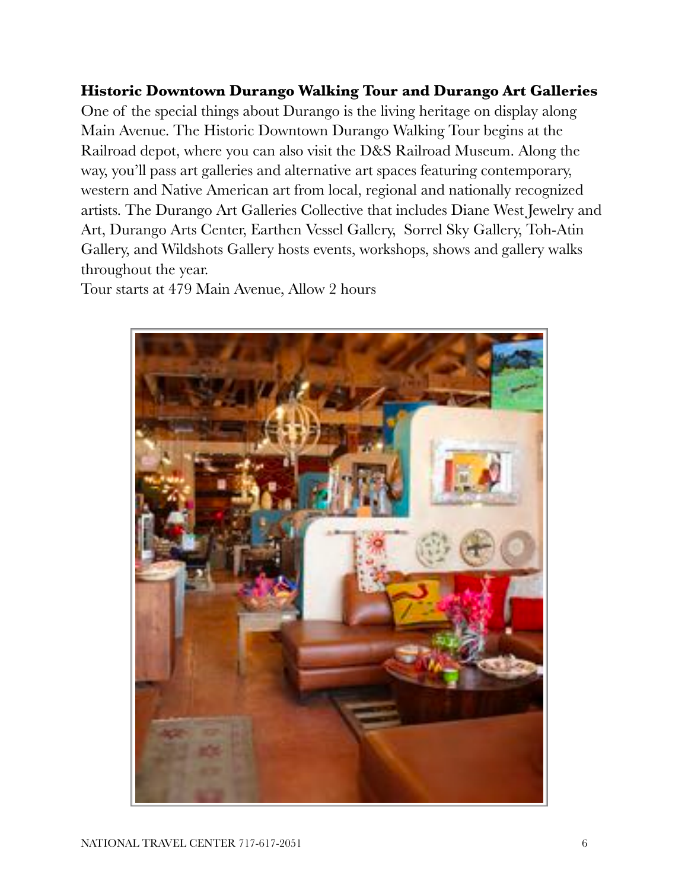**Historic Downtown Durango Walking Tour and Durango Art Galleries**

One of the special things about Durango is the living heritage on display along Main Avenue. The Historic Downtown Durango Walking Tour begins at the Railroad depot, where you can also visit the D&S Railroad Museum. Along the way, you'll pass art galleries and alternative art spaces featuring contemporary, western and Native American art from local, regional and nationally recognized artists. The Durango Art Galleries Collective that includes Diane West Jewelry and Art, Durango Arts Center, Earthen Vessel Gallery, Sorrel Sky Gallery, Toh-Atin Gallery, and Wildshots Gallery hosts events, workshops, shows and gallery walks throughout the year.

Tour starts at 479 Main Avenue, Allow 2 hours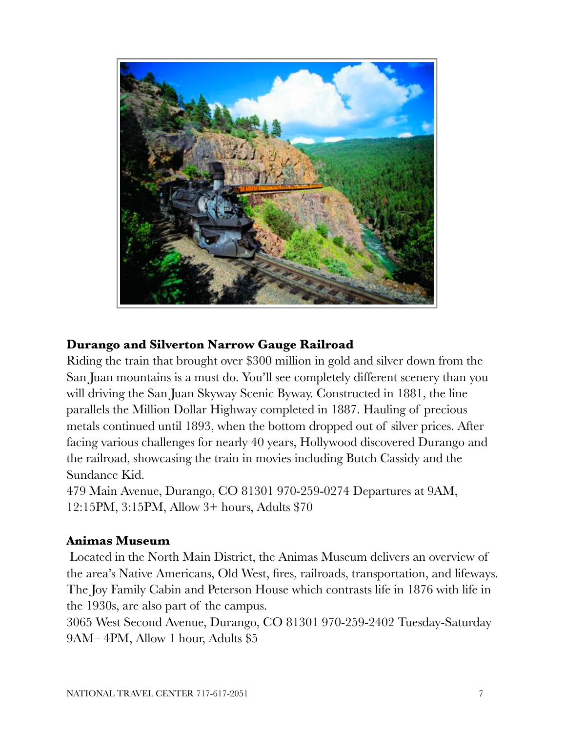**Durango and Silverton Narrow Gauge Railroad**

Riding the train that brought over $300 million in gold and silver down from the San Juan mountains is a must do. You'll see completely different scenery than you will driving the San Juan Skyway Scenic Byway. Constructed in 1881, the line parallels the Million Dollar Highway completed in 1887. Hauling of precious metals continued until 1893, when the bottom dropped out of silver prices. After facing various challenges for nearly 40 years, Hollywood discovered Durango and the railroad, showcasing the train in movies including Butch Cassidy and the Sundance Kid.

479 Main Avenue, Durango, CO 81301 970-259-0274 Departures at 9AM, 12:15PM, 3:15PM, Allow 3+ hours, Adults $70

**Animas Museum**

Located in the North Main District, the Animas Museum delivers an overview of the area's Native Americans, Old West, fires, railroads, transportation, and lifeways. The Joy Family Cabin and Peterson House which contrasts life in 1876 with life in the 1930s, are also part of the campus.

3065 West Second Avenue, Durango, CO 81301 970-259-2402 Tuesday-Saturday 9AM– 4PM, Allow 1 hour, Adults $5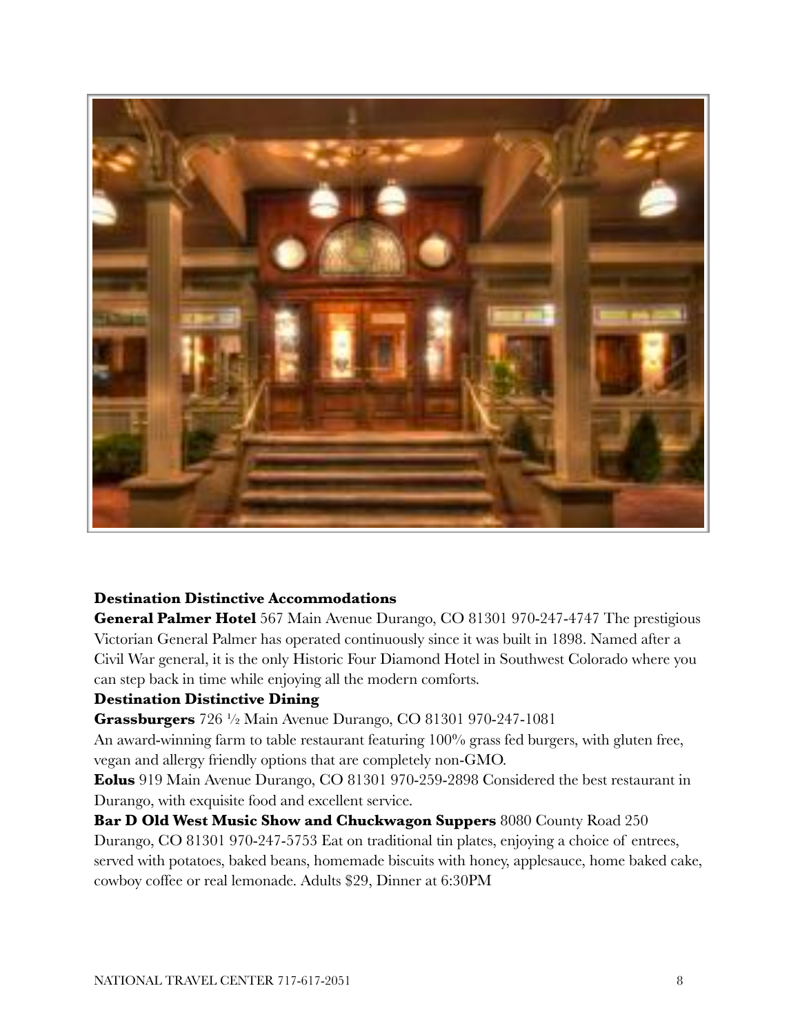**Destination Distinctive Accommodations**

**General Palmer Hotel** 567 Main Avenue Durango, CO 81301 970-247-4747 The prestigious Victorian General Palmer has operated continuously since it was built in 1898. Named after a Civil War general, it is the only Historic Four Diamond Hotel in Southwest Colorado where you can step back in time while enjoying all the modern comforts.

**Destination Distinctive Dining**

**Grassburgers** 726 ½ Main Avenue Durango, CO 81301 970-247-1081
An award-winning farm to table restaurant featuring 100% grass fed burgers, with gluten free, vegan and allergy friendly options that are completely non-GMO.

**Eolus** 919 Main Avenue Durango, CO 81301 970-259-2898 Considered the best restaurant in Durango, with exquisite food and excellent service.

**Bar D Old West Music Show and Chuckwagon Suppers** 8080 County Road 250 Durango, CO 81301 970-247-5753 Eat on traditional tin plates, enjoying a choice of entrees, served with potatoes, baked beans, homemade biscuits with honey, applesauce, home baked cake, cowboy coffee or real lemonade. Adults $29, Dinner at 6:30PM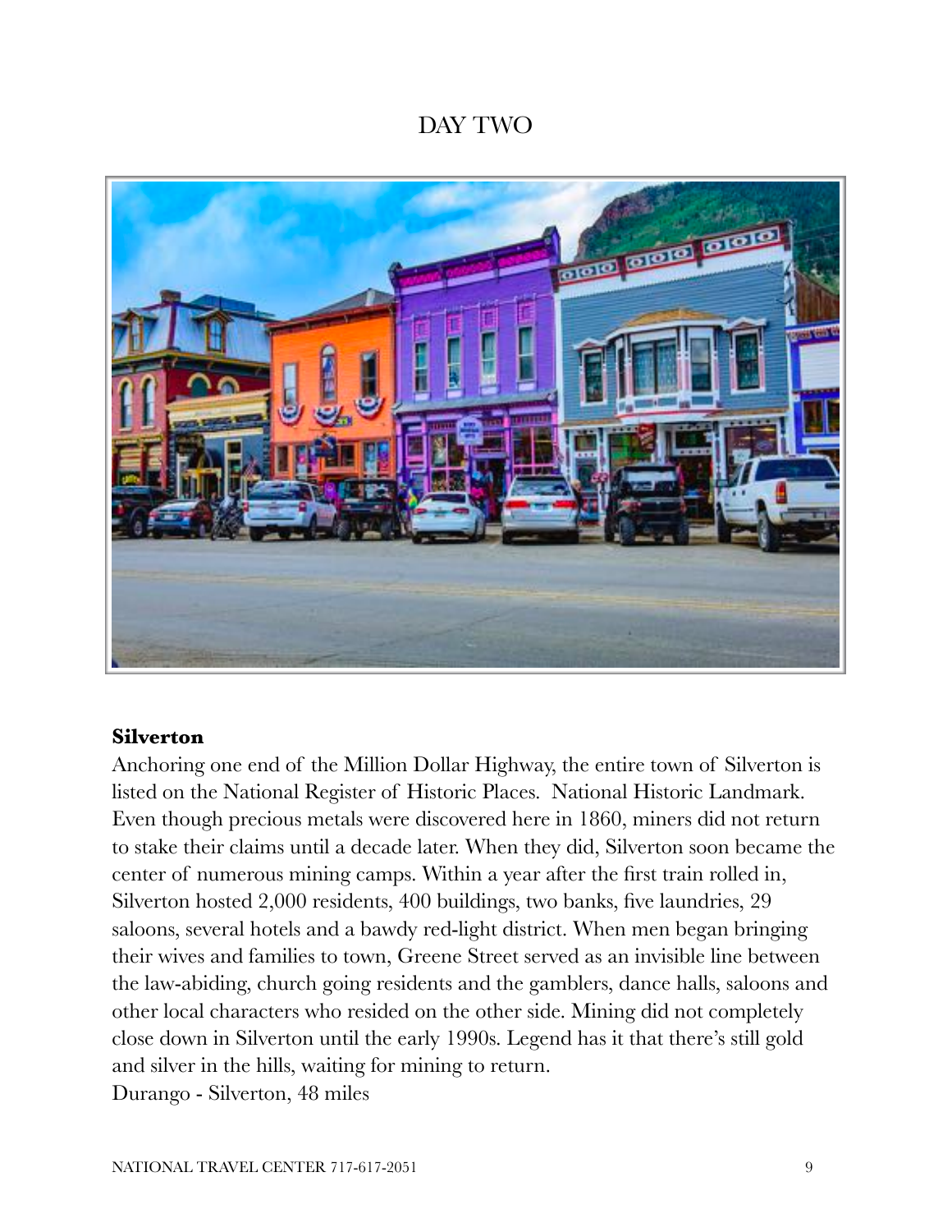# DAY TWO

**Silverton**

Anchoring one end of the Million Dollar Highway, the entire town of Silverton is listed on the National Register of Historic Places. National Historic Landmark. Even though precious metals were discovered here in 1860, miners did not return to stake their claims until a decade later. When they did, Silverton soon became the center of numerous mining camps. Within a year after the first train rolled in, Silverton hosted 2,000 residents, 400 buildings, two banks, five laundries, 29 saloons, several hotels and a bawdy red-light district. When men began bringing their wives and families to town, Greene Street served as an invisible line between the law-abiding, church going residents and the gamblers, dance halls, saloons and other local characters who resided on the other side. Mining did not completely close down in Silverton until the early 1990s. Legend has it that there's still gold and silver in the hills, waiting for mining to return.

Durango - Silverton, 48 miles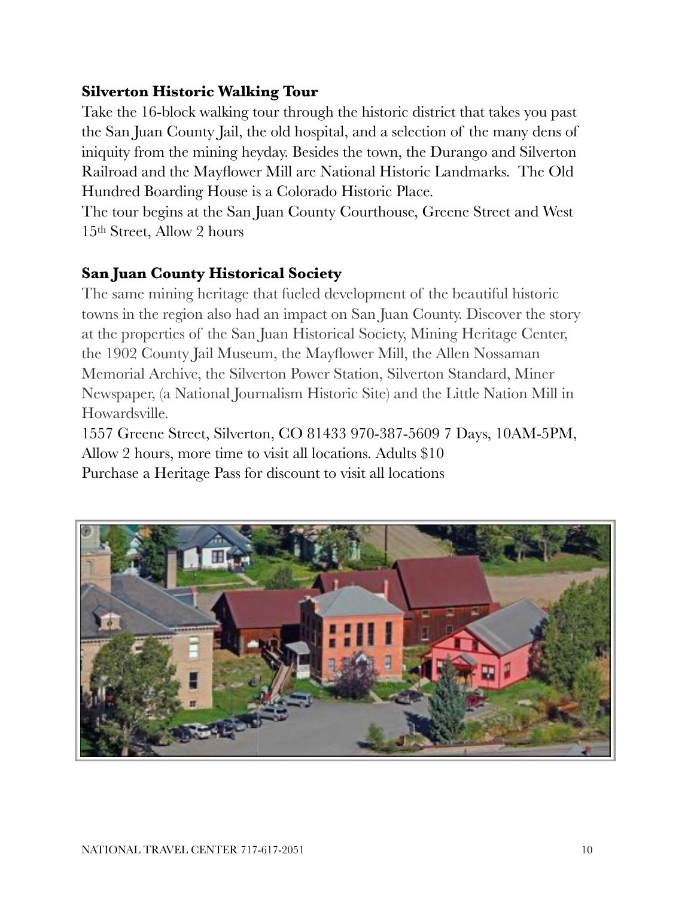**Silverton Historic Walking Tour**

Take the 16-block walking tour through the historic district that takes you past the San Juan County Jail, the old hospital, and a selection of the many dens of iniquity from the mining heyday. Besides the town, the Durango and Silverton Railroad and the Mayflower Mill are National Historic Landmarks. The Old Hundred Boarding House is a Colorado Historic Place.

The tour begins at the San Juan County Courthouse, Greene Street and West 15th Street, Allow 2 hours

**San Juan County Historical Society**

The same mining heritage that fueled development of the beautiful historic towns in the region also had an impact on San Juan County. Discover the story at the properties of the San Juan Historical Society, Mining Heritage Center, the 1902 County Jail Museum, the Mayflower Mill, the Allen Nossaman Memorial Archive, the Silverton Power Station, Silverton Standard, Miner Newspaper, (a National Journalism Historic Site) and the Little Nation Mill in Howardsville.

1557 Greene Street, Silverton, CO 81433 970-387-5609 7 Days, 10AM-5PM, Allow 2 hours, more time to visit all locations. Adults $10

Purchase a Heritage Pass for discount to visit all locations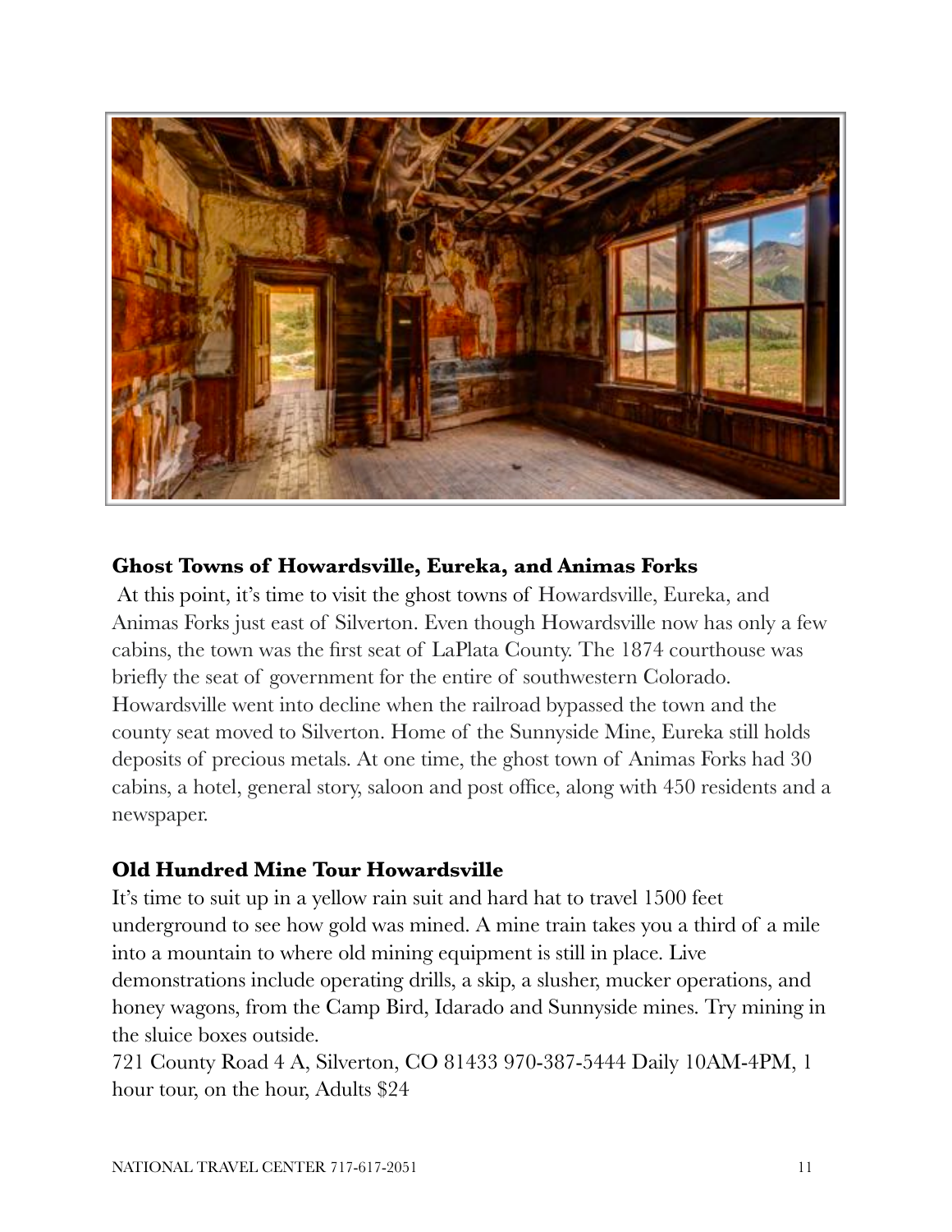## Ghost Towns of Howardsville, Eureka, and Animas Forks

At this point, it's time to visit the ghost towns of Howardsville, Eureka, and Animas Forks just east of Silverton. Even though Howardsville now has only a few cabins, the town was the first seat of LaPlata County. The 1874 courthouse was briefly the seat of government for the entire of southwestern Colorado. Howardsville went into decline when the railroad bypassed the town and the county seat moved to Silverton. Home of the Sunnyside Mine, Eureka still holds deposits of precious metals. At one time, the ghost town of Animas Forks had 30 cabins, a hotel, general story, saloon and post office, along with 450 residents and a newspaper.

## Old Hundred Mine Tour Howardsville

It's time to suit up in a yellow rain suit and hard hat to travel 1500 feet underground to see how gold was mined. A mine train takes you a third of a mile into a mountain to where old mining equipment is still in place. Live demonstrations include operating drills, a skip, a slusher, mucker operations, and honey wagons, from the Camp Bird, Idarado and Sunnyside mines. Try mining in the sluice boxes outside.

721 County Road 4 A, Silverton, CO 81433 970-387-5444 Daily 10AM-4PM, 1 hour tour, on the hour, Adults $24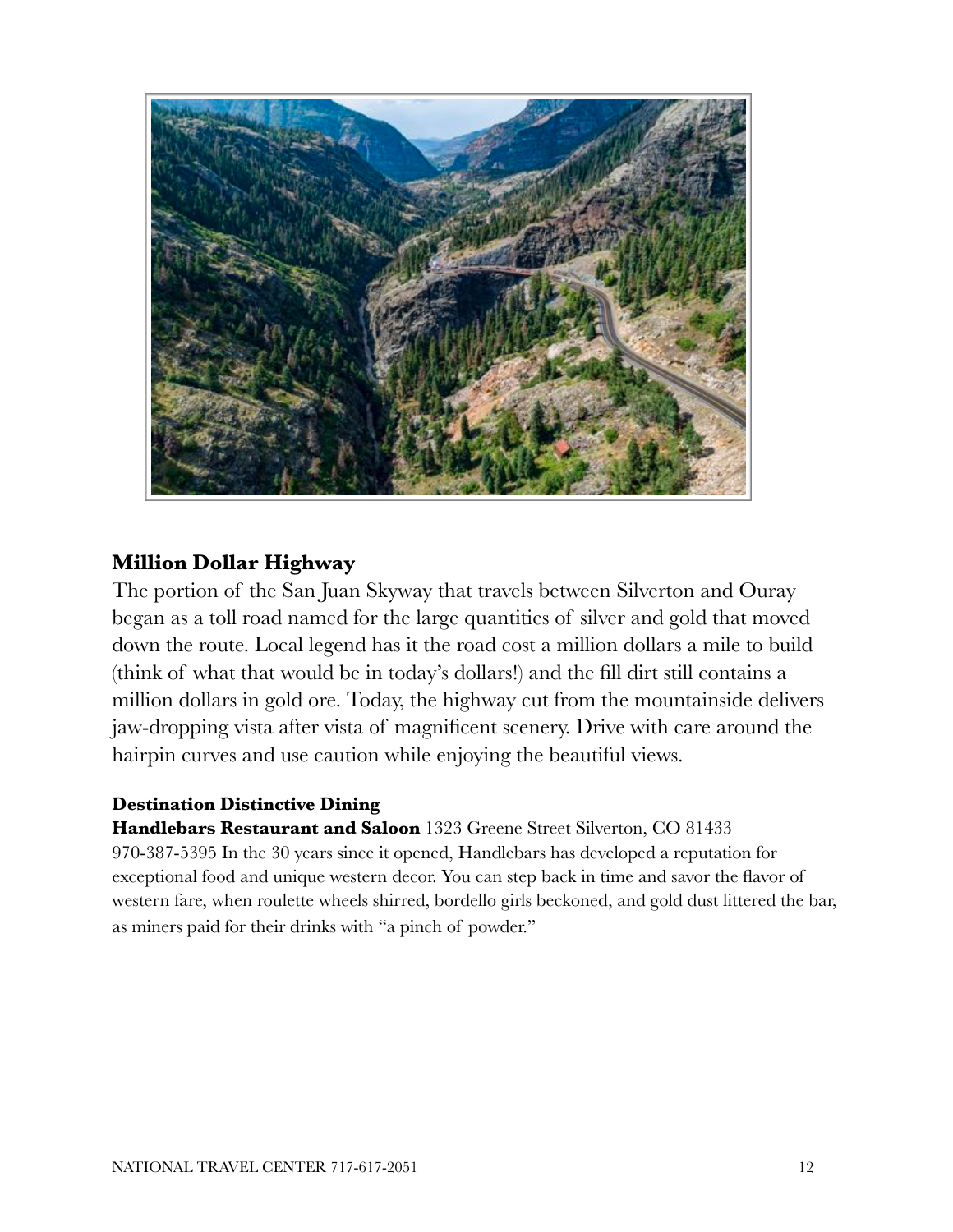## Million Dollar Highway

The portion of the San Juan Skyway that travels between Silverton and Ouray began as a toll road named for the large quantities of silver and gold that moved down the route. Local legend has it the road cost a million dollars a mile to build (think of what that would be in today's dollars!) and the fill dirt still contains a million dollars in gold ore. Today, the highway cut from the mountainside delivers jaw-dropping vista after vista of magnificent scenery. Drive with care around the hairpin curves and use caution while enjoying the beautiful views.

### Destination Distinctive Dining

**Handlebars Restaurant and Saloon** 1323 Greene Street Silverton, CO 81433 970-387-5395 In the 30 years since it opened, Handlebars has developed a reputation for exceptional food and unique western decor. You can step back in time and savor the flavor of western fare, when roulette wheels shirred, bordello girls beckoned, and gold dust littered the bar, as miners paid for their drinks with "a pinch of powder."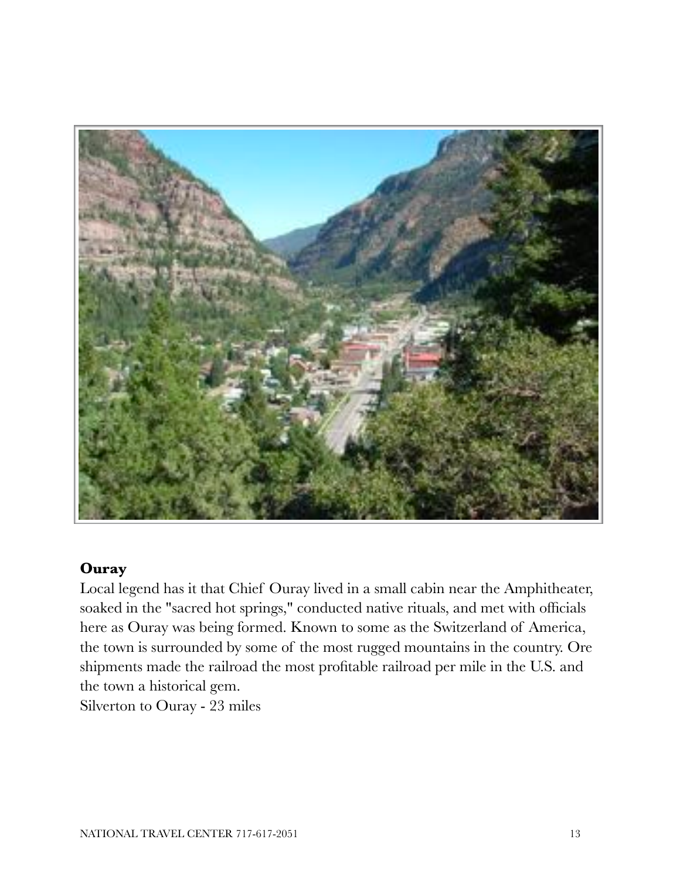**Ouray**

Local legend has it that Chief Ouray lived in a small cabin near the Amphitheater, soaked in the "sacred hot springs," conducted native rituals, and met with officials here as Ouray was being formed. Known to some as the Switzerland of America, the town is surrounded by some of the most rugged mountains in the country. Ore shipments made the railroad the most profitable railroad per mile in the U.S. and the town a historical gem.

Silverton to Ouray - 23 miles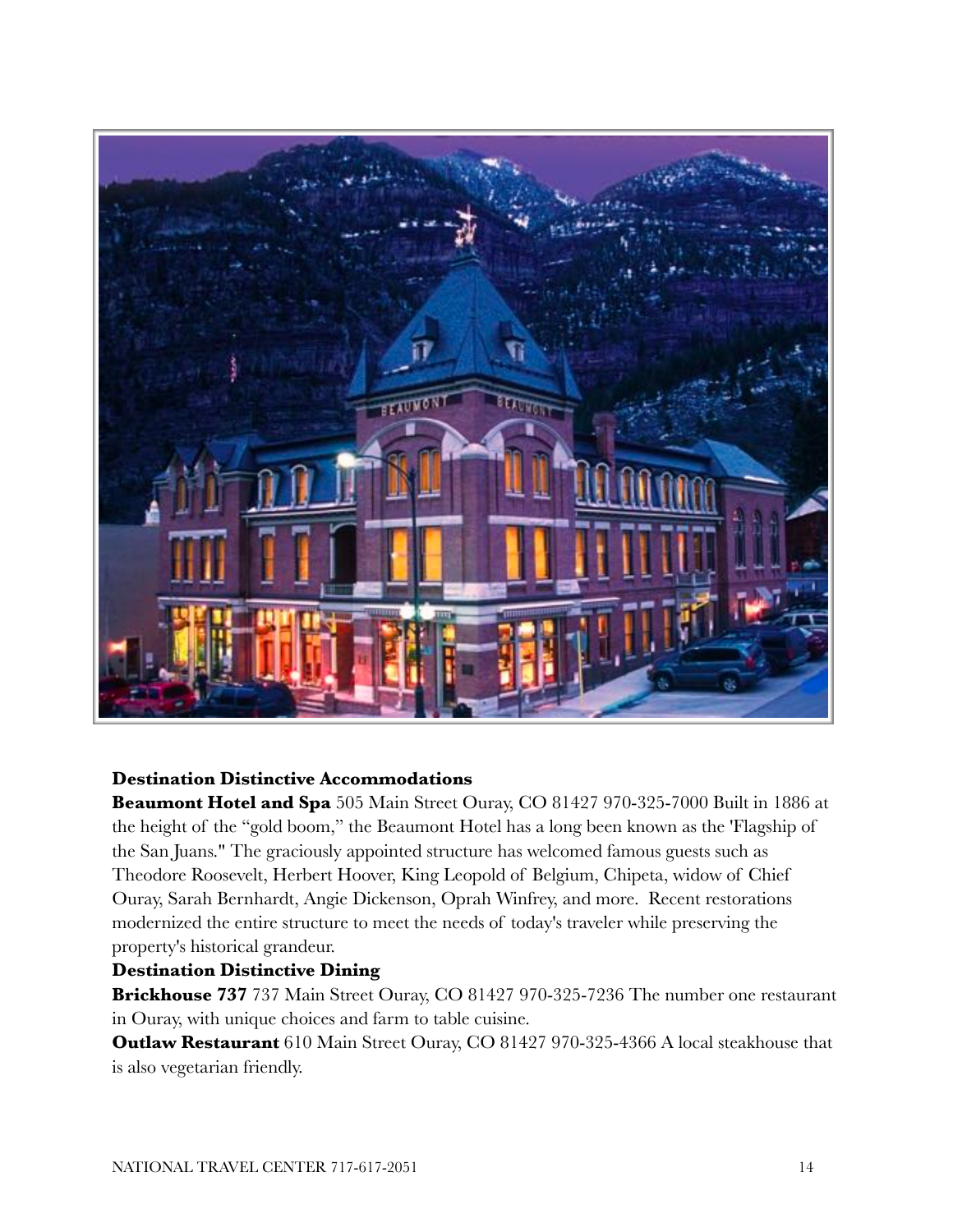**Destination Distinctive Accommodations**

**Beaumont Hotel and Spa** 505 Main Street Ouray, CO 81427 970-325-7000 Built in 1886 at the height of the "gold boom," the Beaumont Hotel has a long been known as the 'Flagship of the San Juans." The graciously appointed structure has welcomed famous guests such as Theodore Roosevelt, Herbert Hoover, King Leopold of Belgium, Chipeta, widow of Chief Ouray, Sarah Bernhardt, Angie Dickenson, Oprah Winfrey, and more. Recent restorations modernized the entire structure to meet the needs of today's traveler while preserving the property's historical grandeur.

**Destination Distinctive Dining**

**Brickhouse 737** 737 Main Street Ouray, CO 81427 970-325-7236 The number one restaurant in Ouray, with unique choices and farm to table cuisine.

**Outlaw Restaurant** 610 Main Street Ouray, CO 81427 970-325-4366 A local steakhouse that is also vegetarian friendly.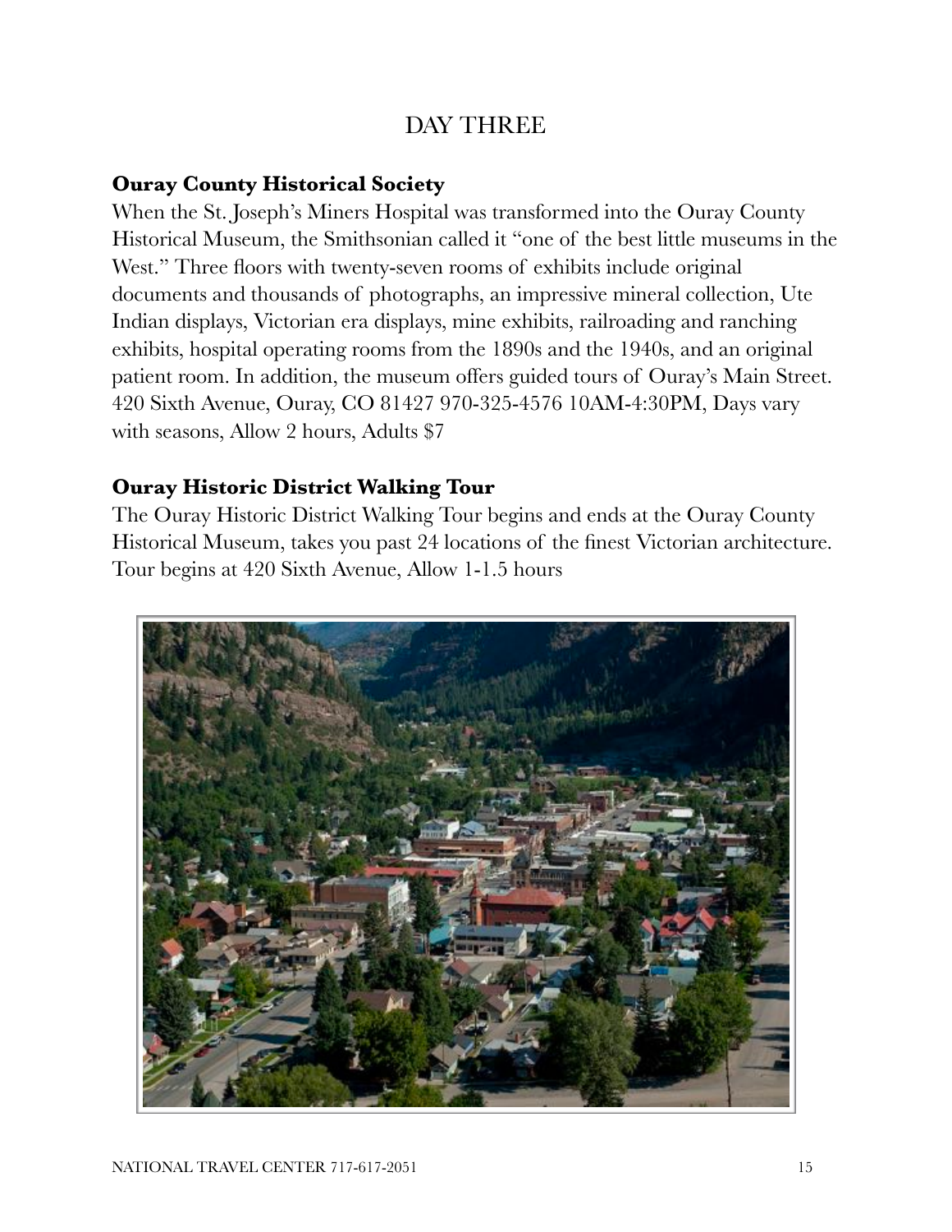## DAY THREE

**Ouray County Historical Society**

When the St. Joseph's Miners Hospital was transformed into the Ouray County Historical Museum, the Smithsonian called it "one of the best little museums in the West." Three floors with twenty-seven rooms of exhibits include original documents and thousands of photographs, an impressive mineral collection, Ute Indian displays, Victorian era displays, mine exhibits, railroading and ranching exhibits, hospital operating rooms from the 1890s and the 1940s, and an original patient room. In addition, the museum offers guided tours of Ouray's Main Street. 420 Sixth Avenue, Ouray, CO 81427 970-325-4576 10AM-4:30PM, Days vary with seasons, Allow 2 hours, Adults $7

**Ouray Historic District Walking Tour**

The Ouray Historic District Walking Tour begins and ends at the Ouray County Historical Museum, takes you past 24 locations of the finest Victorian architecture. Tour begins at 420 Sixth Avenue, Allow 1-1.5 hours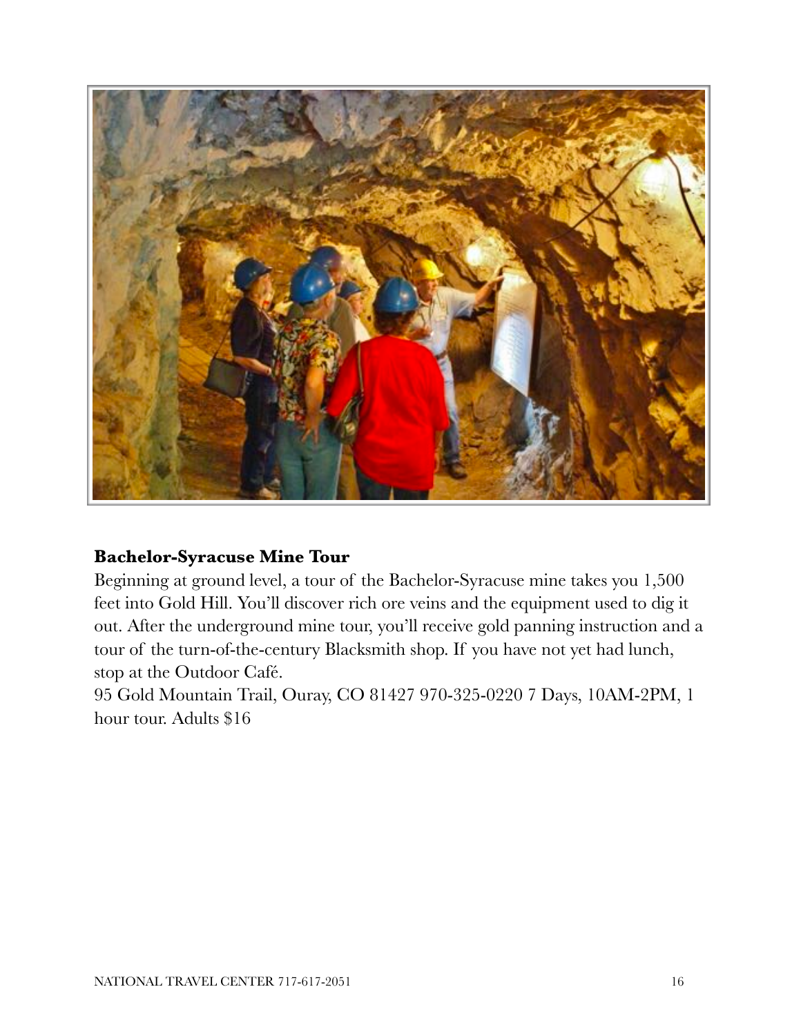**Bachelor-Syracuse Mine Tour**

Beginning at ground level, a tour of the Bachelor-Syracuse mine takes you 1,500 feet into Gold Hill. You'll discover rich ore veins and the equipment used to dig it out. After the underground mine tour, you'll receive gold panning instruction and a tour of the turn-of-the-century Blacksmith shop. If you have not yet had lunch, stop at the Outdoor Café.

95 Gold Mountain Trail, Ouray, CO 81427 970-325-0220 7 Days, 10AM-2PM, 1 hour tour. Adults $16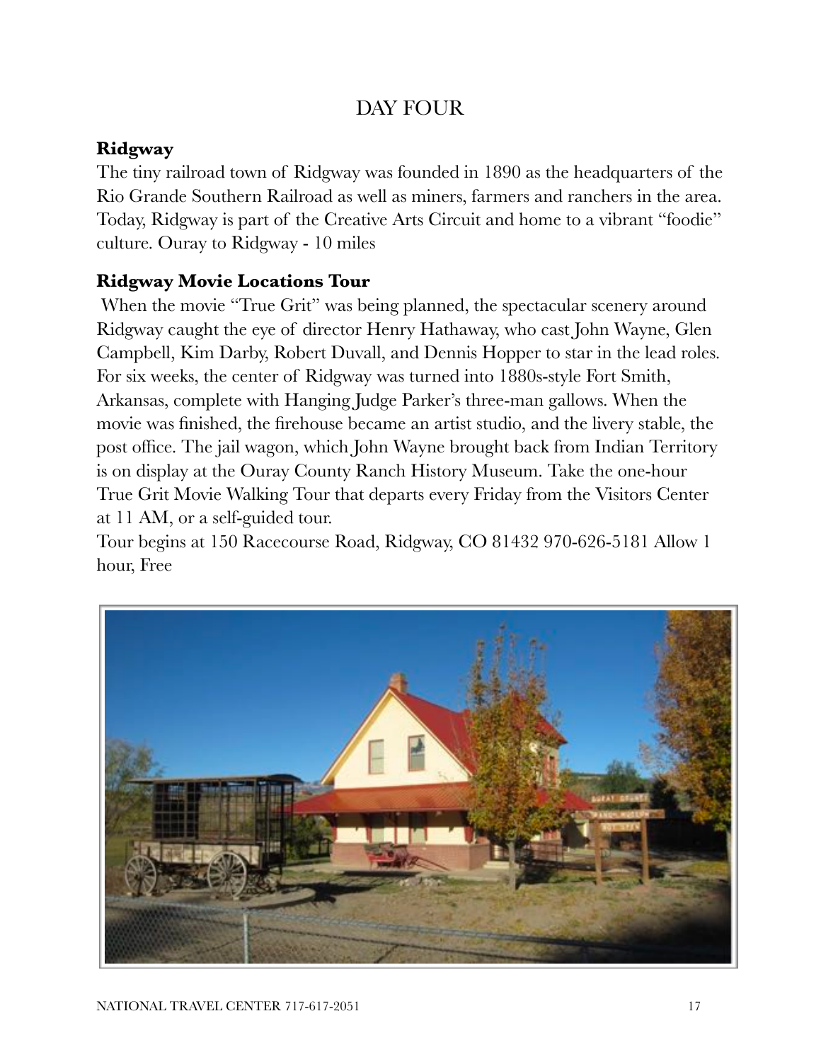# DAY FOUR

**Ridgway**

The tiny railroad town of Ridgway was founded in 1890 as the headquarters of the Rio Grande Southern Railroad as well as miners, farmers and ranchers in the area. Today, Ridgway is part of the Creative Arts Circuit and home to a vibrant "foodie" culture. Ouray to Ridgway - 10 miles

**Ridgway Movie Locations Tour**

When the movie "True Grit" was being planned, the spectacular scenery around Ridgway caught the eye of director Henry Hathaway, who cast John Wayne, Glen Campbell, Kim Darby, Robert Duvall, and Dennis Hopper to star in the lead roles. For six weeks, the center of Ridgway was turned into 1880s-style Fort Smith, Arkansas, complete with Hanging Judge Parker's three-man gallows. When the movie was finished, the firehouse became an artist studio, and the livery stable, the post office. The jail wagon, which John Wayne brought back from Indian Territory is on display at the Ouray County Ranch History Museum. Take the one-hour True Grit Movie Walking Tour that departs every Friday from the Visitors Center at 11 AM, or a self-guided tour.

Tour begins at 150 Racecourse Road, Ridgway, CO 81432 970-626-5181 Allow 1 hour, Free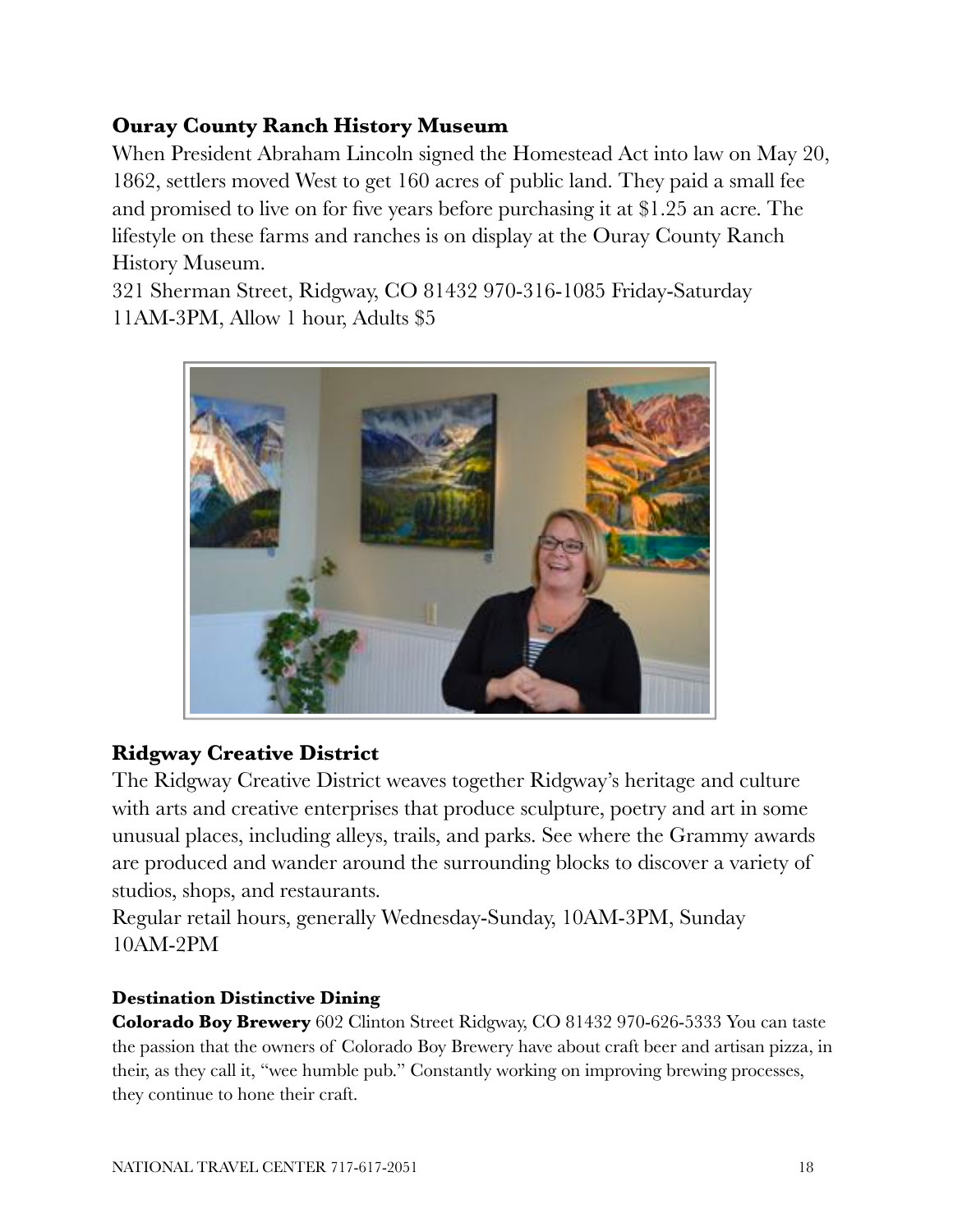## Ouray County Ranch History Museum

When President Abraham Lincoln signed the Homestead Act into law on May 20, 1862, settlers moved West to get 160 acres of public land. They paid a small fee and promised to live on for five years before purchasing it at $1.25 an acre. The lifestyle on these farms and ranches is on display at the Ouray County Ranch History Museum.

321 Sherman Street, Ridgway, CO 81432 970-316-1085 Friday-Saturday 11AM-3PM, Allow 1 hour, Adults $5

## Ridgway Creative District

The Ridgway Creative District weaves together Ridgway's heritage and culture with arts and creative enterprises that produce sculpture, poetry and art in some unusual places, including alleys, trails, and parks. See where the Grammy awards are produced and wander around the surrounding blocks to discover a variety of studios, shops, and restaurants.

Regular retail hours, generally Wednesday-Sunday, 10AM-3PM, Sunday 10AM-2PM

### Destination Distinctive Dining

**Colorado Boy Brewery** 602 Clinton Street Ridgway, CO 81432 970-626-5333 You can taste the passion that the owners of Colorado Boy Brewery have about craft beer and artisan pizza, in their, as they call it, "wee humble pub." Constantly working on improving brewing processes, they continue to hone their craft.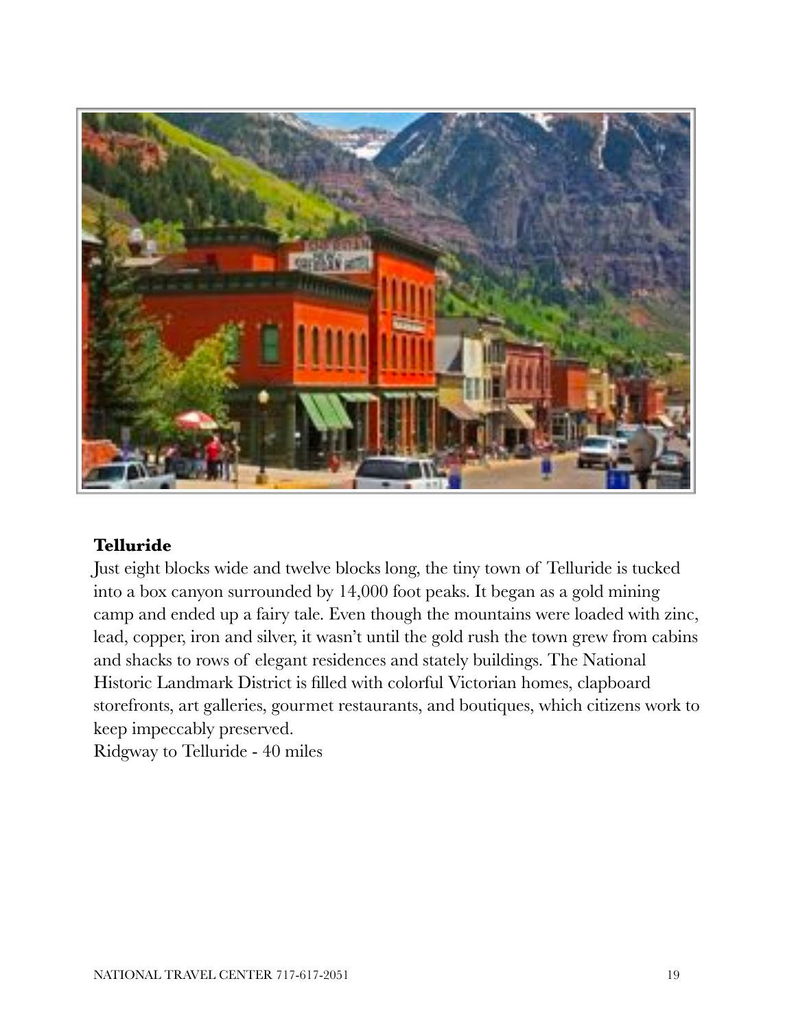**Telluride**

Just eight blocks wide and twelve blocks long, the tiny town of Telluride is tucked into a box canyon surrounded by 14,000 foot peaks. It began as a gold mining camp and ended up a fairy tale. Even though the mountains were loaded with zinc, lead, copper, iron and silver, it wasn't until the gold rush the town grew from cabins and shacks to rows of elegant residences and stately buildings. The National Historic Landmark District is filled with colorful Victorian homes, clapboard storefronts, art galleries, gourmet restaurants, and boutiques, which citizens work to keep impeccably preserved.

Ridgway to Telluride - 40 miles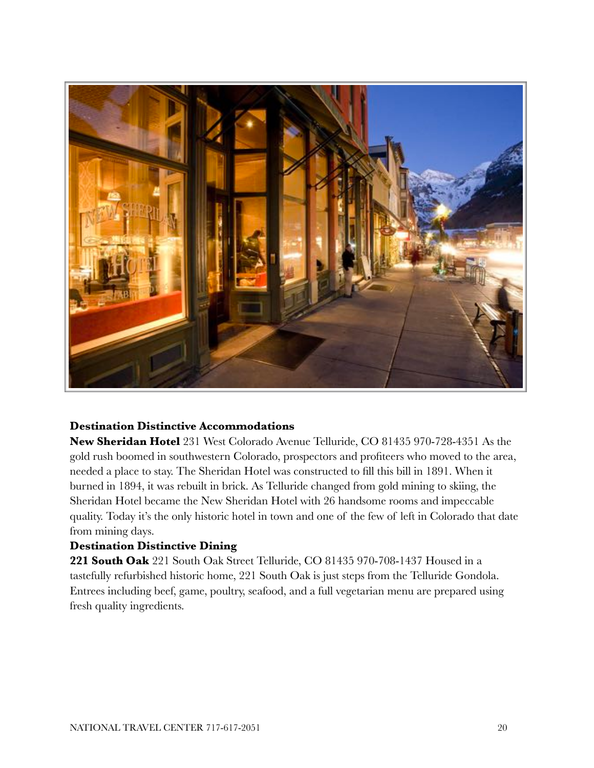**Destination Distinctive Accommodations**

**New Sheridan Hotel** 231 West Colorado Avenue Telluride, CO 81435 970-728-4351 As the gold rush boomed in southwestern Colorado, prospectors and profiteers who moved to the area, needed a place to stay. The Sheridan Hotel was constructed to fill this bill in 1891. When it burned in 1894, it was rebuilt in brick. As Telluride changed from gold mining to skiing, the Sheridan Hotel became the New Sheridan Hotel with 26 handsome rooms and impeccable quality. Today it's the only historic hotel in town and one of the few of left in Colorado that date from mining days.

**Destination Distinctive Dining**

**221 South Oak** 221 South Oak Street Telluride, CO 81435 970-708-1437 Housed in a tastefully refurbished historic home, 221 South Oak is just steps from the Telluride Gondola. Entrees including beef, game, poultry, seafood, and a full vegetarian menu are prepared using fresh quality ingredients.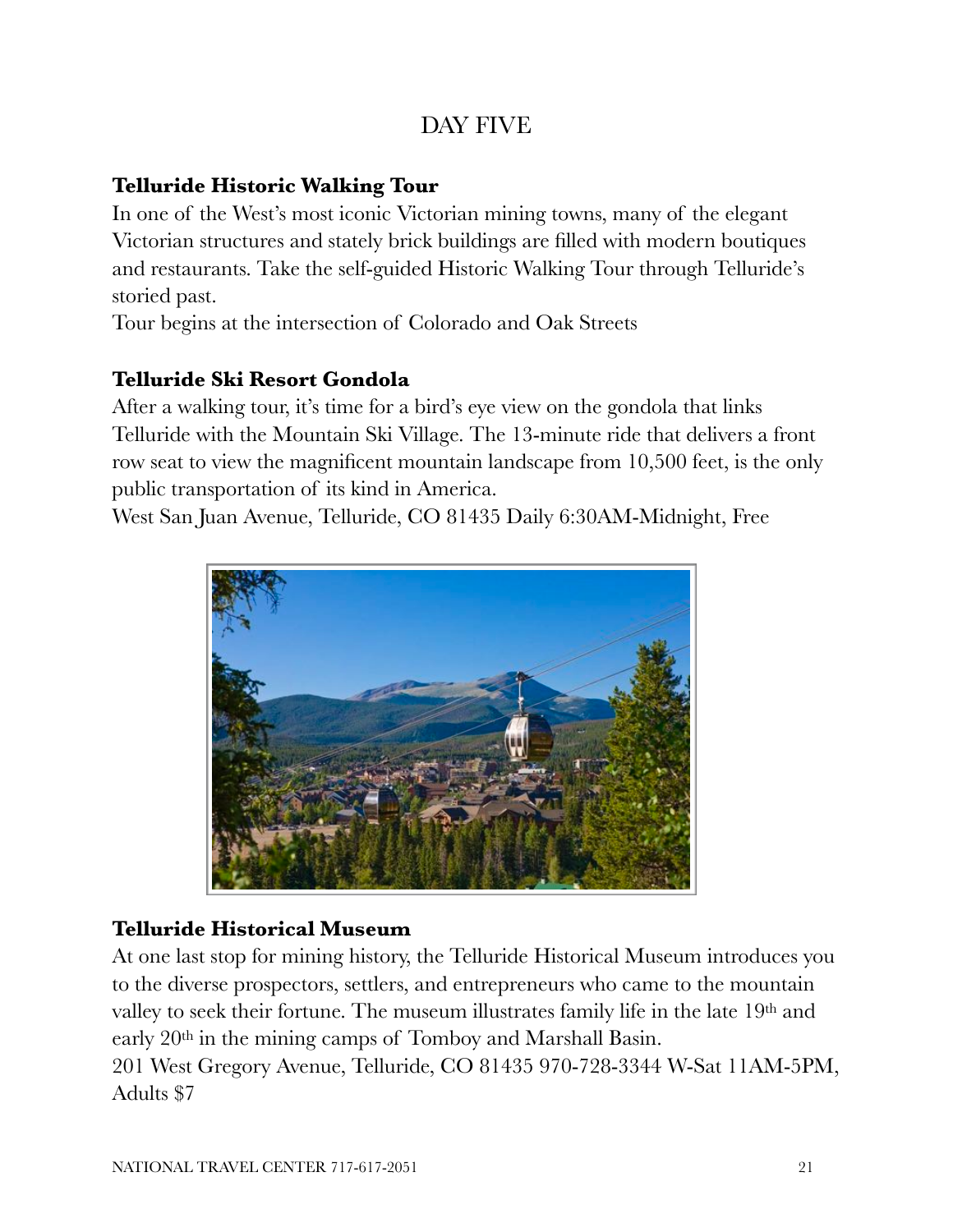## DAY FIVE

**Telluride Historic Walking Tour**

In one of the West's most iconic Victorian mining towns, many of the elegant Victorian structures and stately brick buildings are filled with modern boutiques and restaurants. Take the self-guided Historic Walking Tour through Telluride's storied past.

Tour begins at the intersection of Colorado and Oak Streets

**Telluride Ski Resort Gondola**

After a walking tour, it's time for a bird's eye view on the gondola that links Telluride with the Mountain Ski Village. The 13-minute ride that delivers a front row seat to view the magnificent mountain landscape from 10,500 feet, is the only public transportation of its kind in America.

West San Juan Avenue, Telluride, CO 81435 Daily 6:30AM-Midnight, Free

**Telluride Historical Museum**

At one last stop for mining history, the Telluride Historical Museum introduces you to the diverse prospectors, settlers, and entrepreneurs who came to the mountain valley to seek their fortune. The museum illustrates family life in the late 19th and early 20th in the mining camps of Tomboy and Marshall Basin.

201 West Gregory Avenue, Telluride, CO 81435 970-728-3344 W-Sat 11AM-5PM, Adults $7

NATIONAL TRAVEL CENTER 717-617-2051